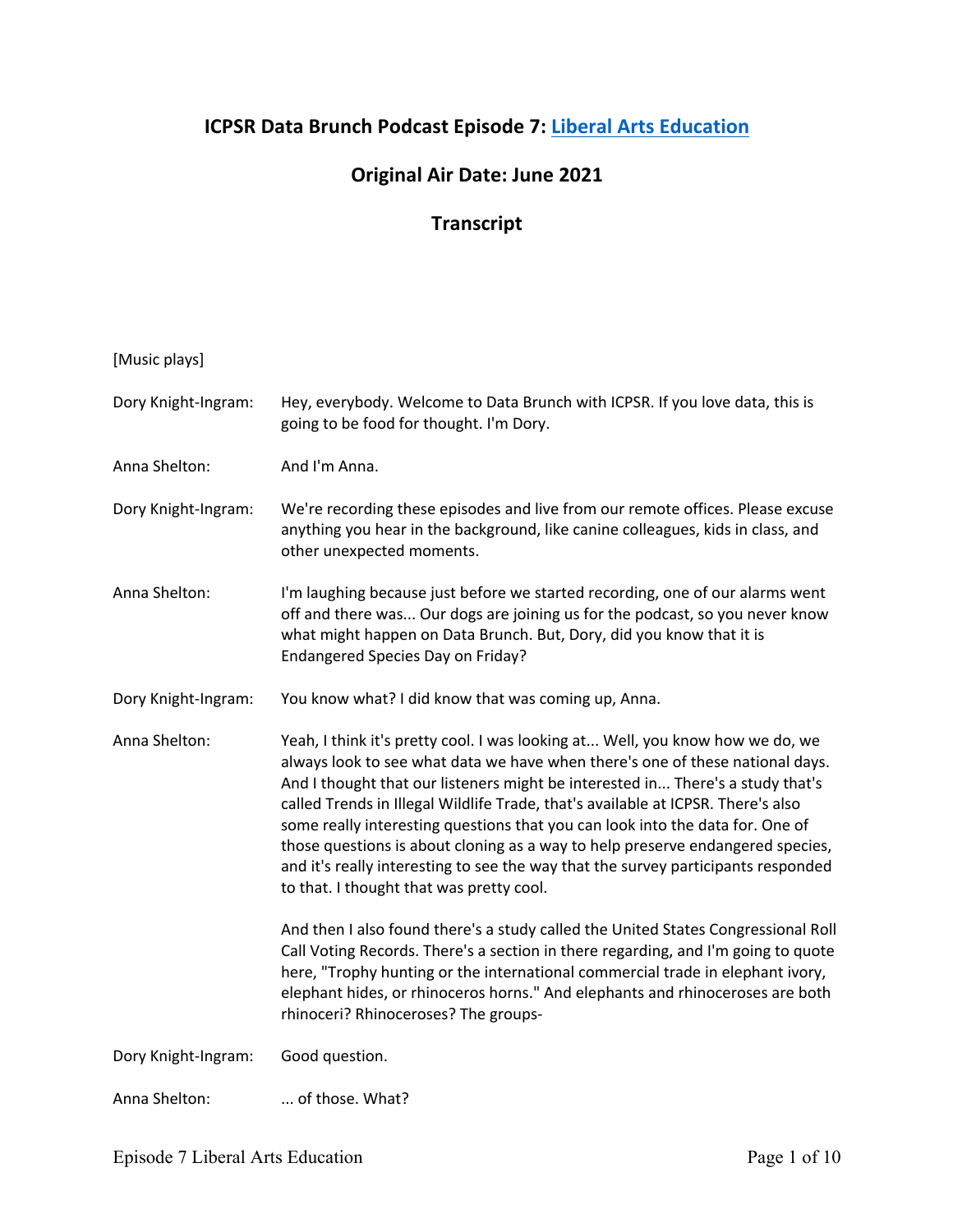## ICPSR Data Brunch Podcast Episode 7: [Liberal Arts Education]

## Original Air Date: June 2021

## Transcript

[Music plays]

**Dory Knight-Ingram:** Hey, everybody. Welcome to Data Brunch with ICPSR. If you love data, this is going to be food for thought. I'm Dory.

**Anna Shelton:** And I'm Anna.

**Dory Knight-Ingram:** We're recording these episodes and live from our remote offices. Please excuse anything you hear in the background, like canine colleagues, kids in class, and other unexpected moments.

**Anna Shelton:** I'm laughing because just before we started recording, one of our alarms went off and there was... Our dogs are joining us for the podcast, so you never know what might happen on Data Brunch. But, Dory, did you know that it is Endangered Species Day on Friday?

**Dory Knight-Ingram:** You know what? I did know that was coming up, Anna.

**Anna Shelton:** Yeah, I think it's pretty cool. I was looking at... Well, you know how we do, we always look to see what data we have when there's one of these national days. And I thought that our listeners might be interested in... There's a study that's called Trends in Illegal Wildlife Trade, that's available at ICPSR. There's also some really interesting questions that you can look into the data for. One of those questions is about cloning as a way to help preserve endangered species, and it's really interesting to see the way that the survey participants responded to that. I thought that was pretty cool.

And then I also found there's a study called the United States Congressional Roll Call Voting Records. There's a section in there regarding, and I'm going to quote here, "Trophy hunting or the international commercial trade in elephant ivory, elephant hides, or rhinoceros horns." And elephants and rhinoceroses are both rhinoceri? Rhinoceroses? The groups-

**Dory Knight-Ingram:** Good question.

**Anna Shelton:** ... of those. What?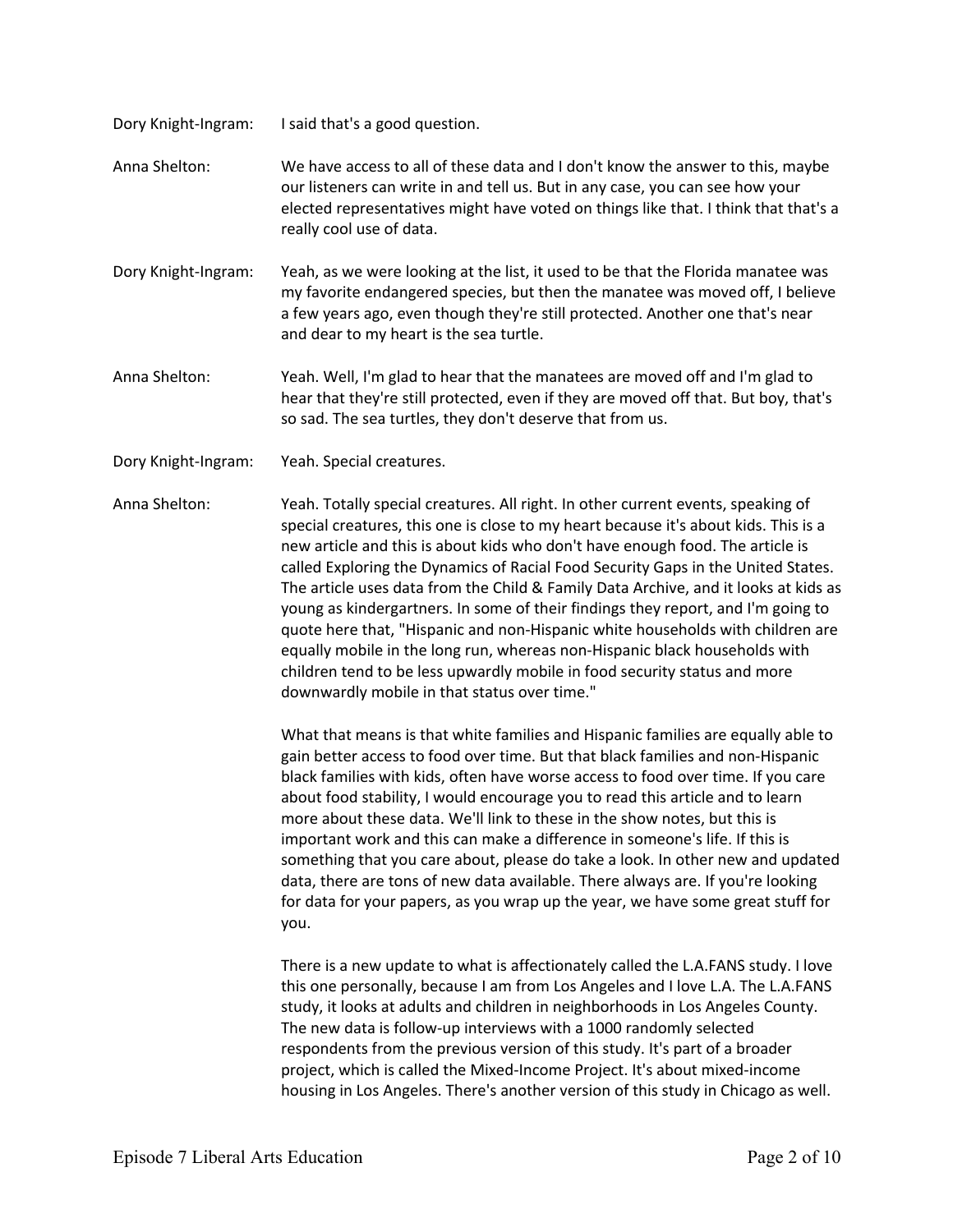Dory Knight-Ingram: I said that's a good question.

Anna Shelton: We have access to all of these data and I don't know the answer to this, maybe our listeners can write in and tell us. But in any case, you can see how your elected representatives might have voted on things like that. I think that that's a really cool use of data.

Dory Knight-Ingram: Yeah, as we were looking at the list, it used to be that the Florida manatee was my favorite endangered species, but then the manatee was moved off, I believe a few years ago, even though they're still protected. Another one that's near and dear to my heart is the sea turtle.

Anna Shelton: Yeah. Well, I'm glad to hear that the manatees are moved off and I'm glad to hear that they're still protected, even if they are moved off that. But boy, that's so sad. The sea turtles, they don't deserve that from us.

Dory Knight-Ingram: Yeah. Special creatures.

Anna Shelton: Yeah. Totally special creatures. All right. In other current events, speaking of special creatures, this one is close to my heart because it's about kids. This is a new article and this is about kids who don't have enough food. The article is called Exploring the Dynamics of Racial Food Security Gaps in the United States. The article uses data from the Child & Family Data Archive, and it looks at kids as young as kindergartners. In some of their findings they report, and I'm going to quote here that, "Hispanic and non-Hispanic white households with children are equally mobile in the long run, whereas non-Hispanic black households with children tend to be less upwardly mobile in food security status and more downwardly mobile in that status over time."

What that means is that white families and Hispanic families are equally able to gain better access to food over time. But that black families and non-Hispanic black families with kids, often have worse access to food over time. If you care about food stability, I would encourage you to read this article and to learn more about these data. We'll link to these in the show notes, but this is important work and this can make a difference in someone's life. If this is something that you care about, please do take a look. In other new and updated data, there are tons of new data available. There always are. If you're looking for data for your papers, as you wrap up the year, we have some great stuff for you.

There is a new update to what is affectionately called the L.A.FANS study. I love this one personally, because I am from Los Angeles and I love L.A. The L.A.FANS study, it looks at adults and children in neighborhoods in Los Angeles County. The new data is follow-up interviews with a 1000 randomly selected respondents from the previous version of this study. It's part of a broader project, which is called the Mixed-Income Project. It's about mixed-income housing in Los Angeles. There's another version of this study in Chicago as well.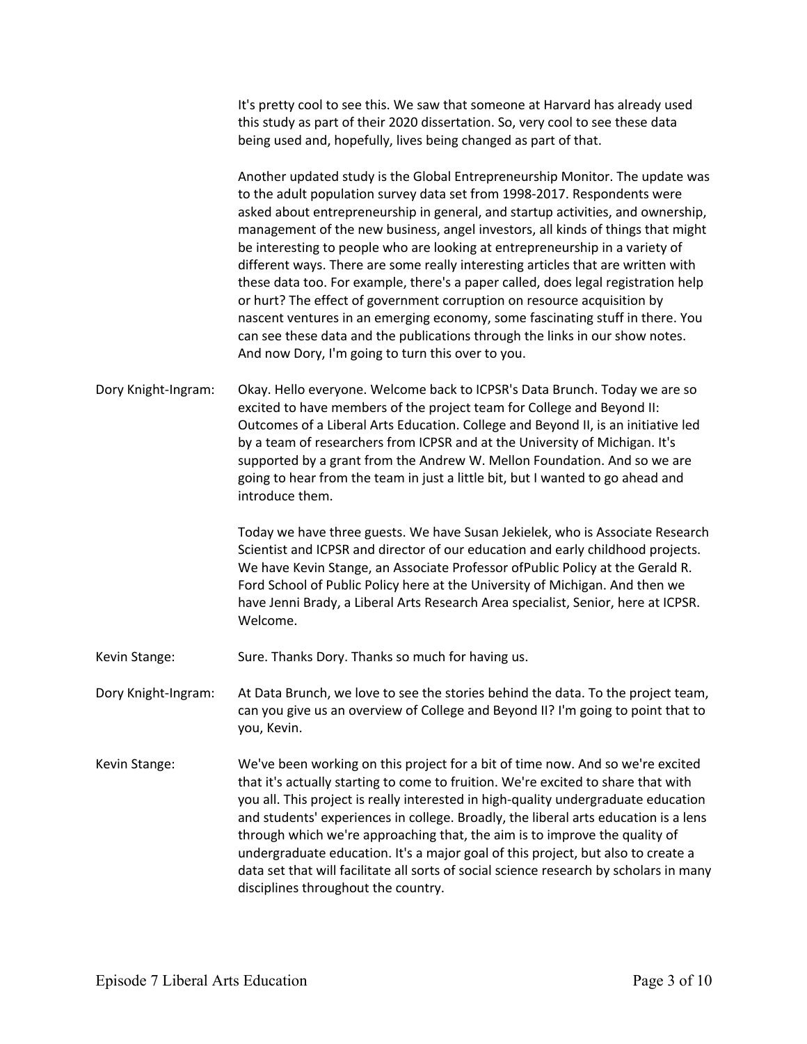It's pretty cool to see this. We saw that someone at Harvard has already used this study as part of their 2020 dissertation. So, very cool to see these data being used and, hopefully, lives being changed as part of that.

Another updated study is the Global Entrepreneurship Monitor. The update was to the adult population survey data set from 1998-2017. Respondents were asked about entrepreneurship in general, and startup activities, and ownership, management of the new business, angel investors, all kinds of things that might be interesting to people who are looking at entrepreneurship in a variety of different ways. There are some really interesting articles that are written with these data too. For example, there's a paper called, does legal registration help or hurt? The effect of government corruption on resource acquisition by nascent ventures in an emerging economy, some fascinating stuff in there. You can see these data and the publications through the links in our show notes. And now Dory, I'm going to turn this over to you.

**Dory Knight-Ingram:** Okay. Hello everyone. Welcome back to ICPSR's Data Brunch. Today we are so excited to have members of the project team for College and Beyond II: Outcomes of a Liberal Arts Education. College and Beyond II, is an initiative led by a team of researchers from ICPSR and at the University of Michigan. It's supported by a grant from the Andrew W. Mellon Foundation. And so we are going to hear from the team in just a little bit, but I wanted to go ahead and introduce them.

Today we have three guests. We have Susan Jekielek, who is Associate Research Scientist and ICPSR and director of our education and early childhood projects. We have Kevin Stange, an Associate Professor ofPublic Policy at the Gerald R. Ford School of Public Policy here at the University of Michigan. And then we have Jenni Brady, a Liberal Arts Research Area specialist, Senior, here at ICPSR. Welcome.

**Kevin Stange:** Sure. Thanks Dory. Thanks so much for having us.

**Dory Knight-Ingram:** At Data Brunch, we love to see the stories behind the data. To the project team, can you give us an overview of College and Beyond II? I'm going to point that to you, Kevin.

**Kevin Stange:** We've been working on this project for a bit of time now. And so we're excited that it's actually starting to come to fruition. We're excited to share that with you all. This project is really interested in high-quality undergraduate education and students' experiences in college. Broadly, the liberal arts education is a lens through which we're approaching that, the aim is to improve the quality of undergraduate education. It's a major goal of this project, but also to create a data set that will facilitate all sorts of social science research by scholars in many disciplines throughout the country.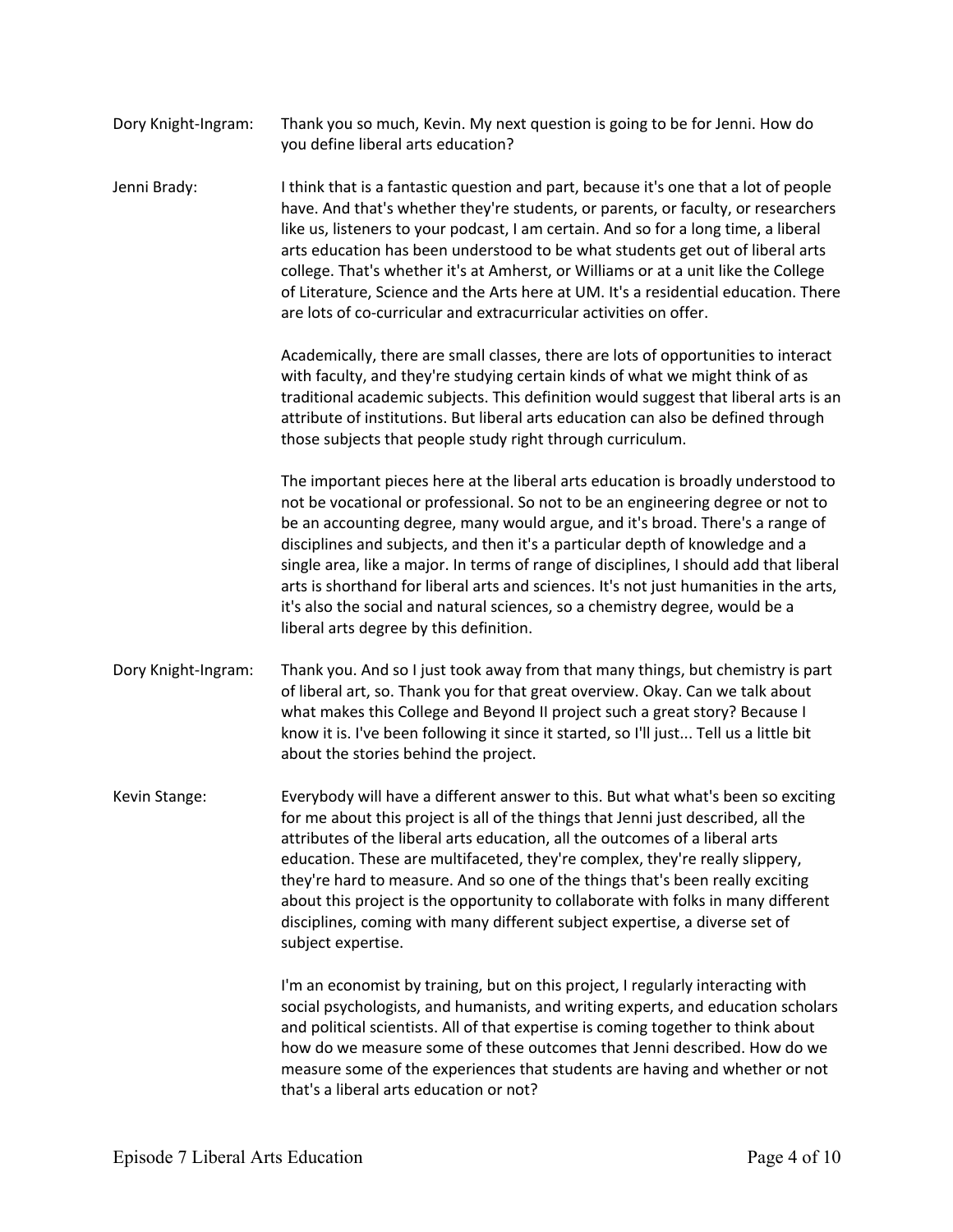**Dory Knight-Ingram:** Thank you so much, Kevin. My next question is going to be for Jenni. How do you define liberal arts education?

**Jenni Brady:** I think that is a fantastic question and part, because it's one that a lot of people have. And that's whether they're students, or parents, or faculty, or researchers like us, listeners to your podcast, I am certain. And so for a long time, a liberal arts education has been understood to be what students get out of liberal arts college. That's whether it's at Amherst, or Williams or at a unit like the College of Literature, Science and the Arts here at UM. It's a residential education. There are lots of co-curricular and extracurricular activities on offer.

Academically, there are small classes, there are lots of opportunities to interact with faculty, and they're studying certain kinds of what we might think of as traditional academic subjects. This definition would suggest that liberal arts is an attribute of institutions. But liberal arts education can also be defined through those subjects that people study right through curriculum.

The important pieces here at the liberal arts education is broadly understood to not be vocational or professional. So not to be an engineering degree or not to be an accounting degree, many would argue, and it's broad. There's a range of disciplines and subjects, and then it's a particular depth of knowledge and a single area, like a major. In terms of range of disciplines, I should add that liberal arts is shorthand for liberal arts and sciences. It's not just humanities in the arts, it's also the social and natural sciences, so a chemistry degree, would be a liberal arts degree by this definition.

**Dory Knight-Ingram:** Thank you. And so I just took away from that many things, but chemistry is part of liberal art, so. Thank you for that great overview. Okay. Can we talk about what makes this College and Beyond II project such a great story? Because I know it is. I've been following it since it started, so I'll just... Tell us a little bit about the stories behind the project.

**Kevin Stange:** Everybody will have a different answer to this. But what what's been so exciting for me about this project is all of the things that Jenni just described, all the attributes of the liberal arts education, all the outcomes of a liberal arts education. These are multifaceted, they're complex, they're really slippery, they're hard to measure. And so one of the things that's been really exciting about this project is the opportunity to collaborate with folks in many different disciplines, coming with many different subject expertise, a diverse set of subject expertise.

I'm an economist by training, but on this project, I regularly interacting with social psychologists, and humanists, and writing experts, and education scholars and political scientists. All of that expertise is coming together to think about how do we measure some of these outcomes that Jenni described. How do we measure some of the experiences that students are having and whether or not that's a liberal arts education or not?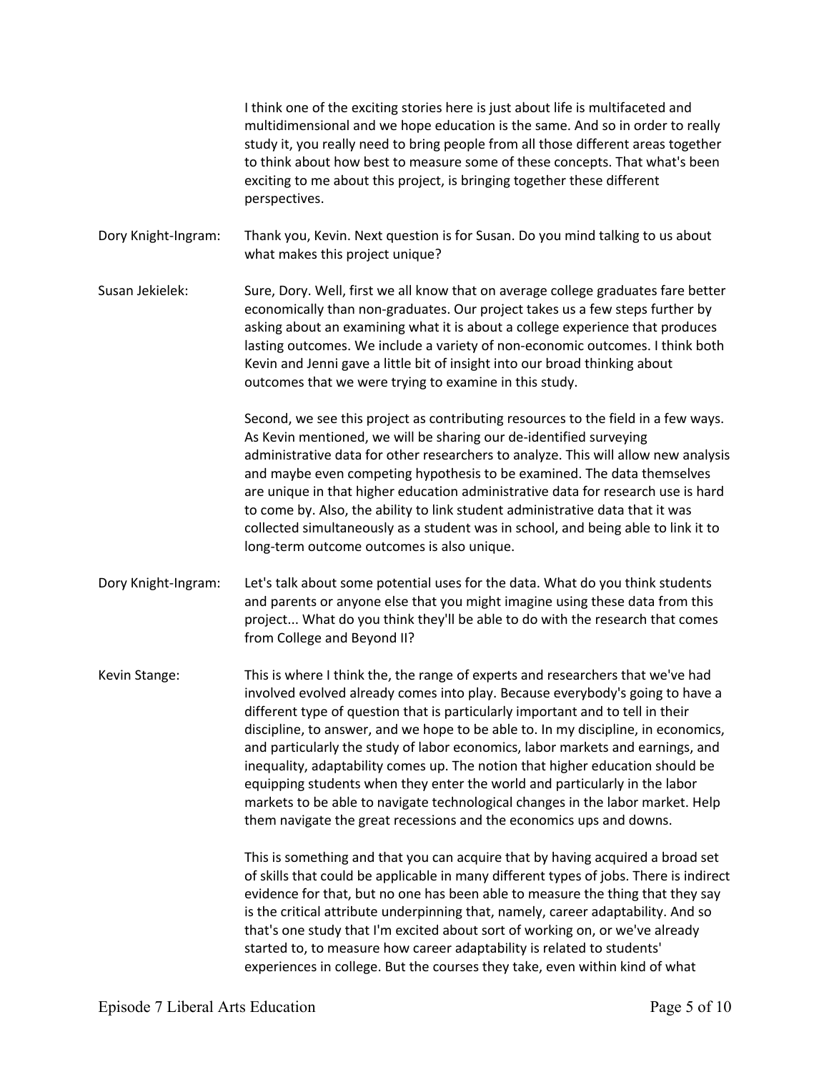I think one of the exciting stories here is just about life is multifaceted and multidimensional and we hope education is the same. And so in order to really study it, you really need to bring people from all those different areas together to think about how best to measure some of these concepts. That what's been exciting to me about this project, is bringing together these different perspectives.

**Dory Knight-Ingram:** Thank you, Kevin. Next question is for Susan. Do you mind talking to us about what makes this project unique?

**Susan Jekielek:** Sure, Dory. Well, first we all know that on average college graduates fare better economically than non-graduates. Our project takes us a few steps further by asking about an examining what it is about a college experience that produces lasting outcomes. We include a variety of non-economic outcomes. I think both Kevin and Jenni gave a little bit of insight into our broad thinking about outcomes that we were trying to examine in this study.

Second, we see this project as contributing resources to the field in a few ways. As Kevin mentioned, we will be sharing our de-identified surveying administrative data for other researchers to analyze. This will allow new analysis and maybe even competing hypothesis to be examined. The data themselves are unique in that higher education administrative data for research use is hard to come by. Also, the ability to link student administrative data that it was collected simultaneously as a student was in school, and being able to link it to long-term outcome outcomes is also unique.

**Dory Knight-Ingram:** Let's talk about some potential uses for the data. What do you think students and parents or anyone else that you might imagine using these data from this project... What do you think they'll be able to do with the research that comes from College and Beyond II?

**Kevin Stange:** This is where I think the, the range of experts and researchers that we've had involved evolved already comes into play. Because everybody's going to have a different type of question that is particularly important and to tell in their discipline, to answer, and we hope to be able to. In my discipline, in economics, and particularly the study of labor economics, labor markets and earnings, and inequality, adaptability comes up. The notion that higher education should be equipping students when they enter the world and particularly in the labor markets to be able to navigate technological changes in the labor market. Help them navigate the great recessions and the economics ups and downs.

This is something and that you can acquire that by having acquired a broad set of skills that could be applicable in many different types of jobs. There is indirect evidence for that, but no one has been able to measure the thing that they say is the critical attribute underpinning that, namely, career adaptability. And so that's one study that I'm excited about sort of working on, or we've already started to, to measure how career adaptability is related to students' experiences in college. But the courses they take, even within kind of what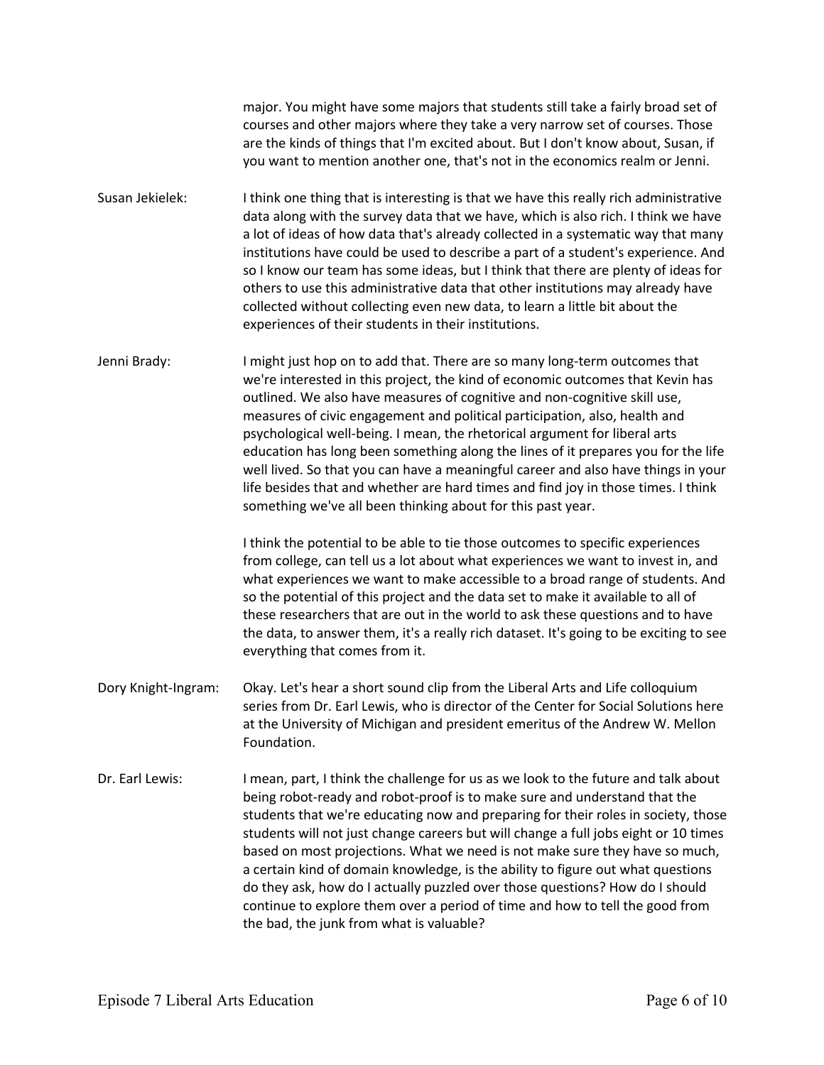major. You might have some majors that students still take a fairly broad set of courses and other majors where they take a very narrow set of courses. Those are the kinds of things that I'm excited about. But I don't know about, Susan, if you want to mention another one, that's not in the economics realm or Jenni.

**Susan Jekielek:** I think one thing that is interesting is that we have this really rich administrative data along with the survey data that we have, which is also rich. I think we have a lot of ideas of how data that's already collected in a systematic way that many institutions have could be used to describe a part of a student's experience. And so I know our team has some ideas, but I think that there are plenty of ideas for others to use this administrative data that other institutions may already have collected without collecting even new data, to learn a little bit about the experiences of their students in their institutions.

**Jenni Brady:** I might just hop on to add that. There are so many long-term outcomes that we're interested in this project, the kind of economic outcomes that Kevin has outlined. We also have measures of cognitive and non-cognitive skill use, measures of civic engagement and political participation, also, health and psychological well-being. I mean, the rhetorical argument for liberal arts education has long been something along the lines of it prepares you for the life well lived. So that you can have a meaningful career and also have things in your life besides that and whether are hard times and find joy in those times. I think something we've all been thinking about for this past year.

I think the potential to be able to tie those outcomes to specific experiences from college, can tell us a lot about what experiences we want to invest in, and what experiences we want to make accessible to a broad range of students. And so the potential of this project and the data set to make it available to all of these researchers that are out in the world to ask these questions and to have the data, to answer them, it's a really rich dataset. It's going to be exciting to see everything that comes from it.

**Dory Knight-Ingram:** Okay. Let's hear a short sound clip from the Liberal Arts and Life colloquium series from Dr. Earl Lewis, who is director of the Center for Social Solutions here at the University of Michigan and president emeritus of the Andrew W. Mellon Foundation.

**Dr. Earl Lewis:** I mean, part, I think the challenge for us as we look to the future and talk about being robot-ready and robot-proof is to make sure and understand that the students that we're educating now and preparing for their roles in society, those students will not just change careers but will change a full jobs eight or 10 times based on most projections. What we need is not make sure they have so much, a certain kind of domain knowledge, is the ability to figure out what questions do they ask, how do I actually puzzled over those questions? How do I should continue to explore them over a period of time and how to tell the good from the bad, the junk from what is valuable?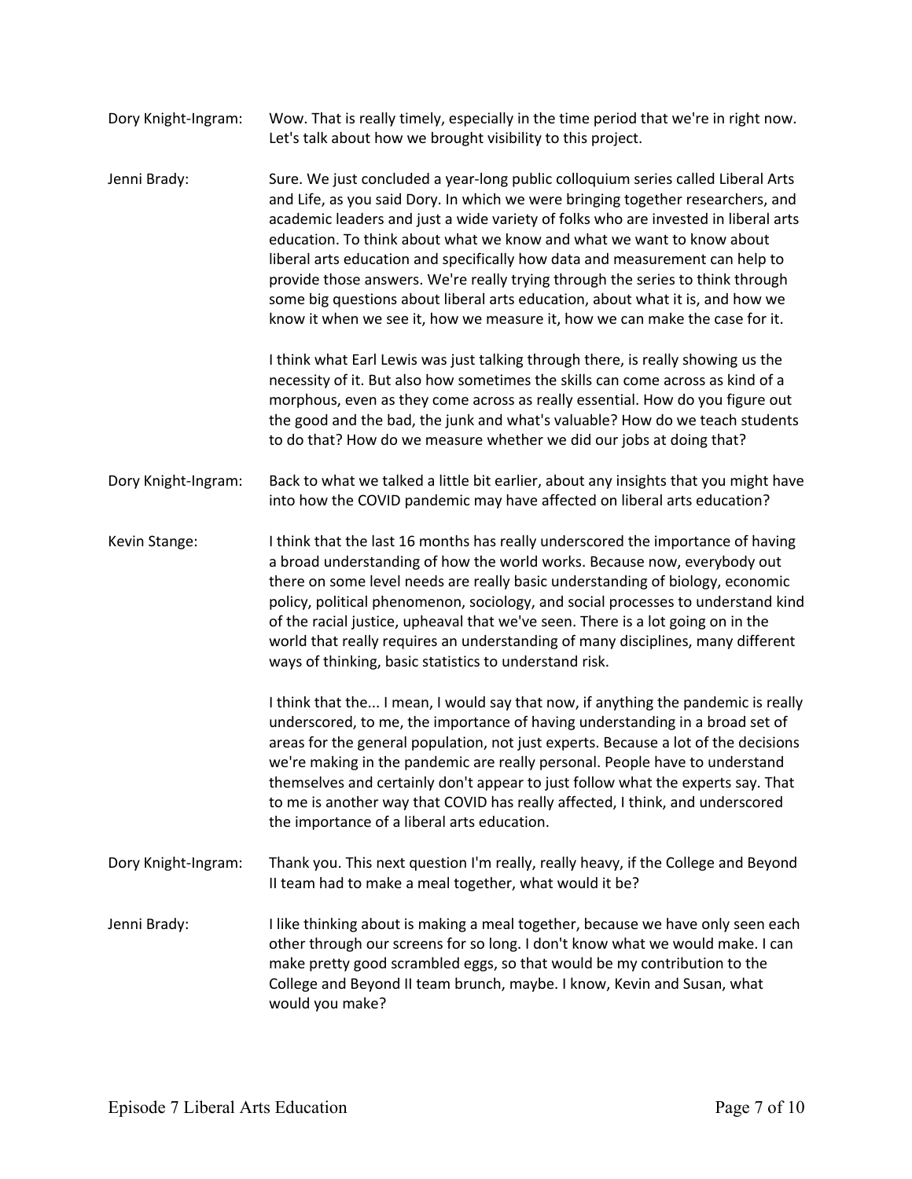**Dory Knight-Ingram:** Wow. That is really timely, especially in the time period that we're in right now. Let's talk about how we brought visibility to this project.

**Jenni Brady:** Sure. We just concluded a year-long public colloquium series called Liberal Arts and Life, as you said Dory. In which we were bringing together researchers, and academic leaders and just a wide variety of folks who are invested in liberal arts education. To think about what we know and what we want to know about liberal arts education and specifically how data and measurement can help to provide those answers. We're really trying through the series to think through some big questions about liberal arts education, about what it is, and how we know it when we see it, how we measure it, how we can make the case for it.

I think what Earl Lewis was just talking through there, is really showing us the necessity of it. But also how sometimes the skills can come across as kind of a morphous, even as they come across as really essential. How do you figure out the good and the bad, the junk and what's valuable? How do we teach students to do that? How do we measure whether we did our jobs at doing that?

**Dory Knight-Ingram:** Back to what we talked a little bit earlier, about any insights that you might have into how the COVID pandemic may have affected on liberal arts education?

**Kevin Stange:** I think that the last 16 months has really underscored the importance of having a broad understanding of how the world works. Because now, everybody out there on some level needs are really basic understanding of biology, economic policy, political phenomenon, sociology, and social processes to understand kind of the racial justice, upheaval that we've seen. There is a lot going on in the world that really requires an understanding of many disciplines, many different ways of thinking, basic statistics to understand risk.

I think that the... I mean, I would say that now, if anything the pandemic is really underscored, to me, the importance of having understanding in a broad set of areas for the general population, not just experts. Because a lot of the decisions we're making in the pandemic are really personal. People have to understand themselves and certainly don't appear to just follow what the experts say. That to me is another way that COVID has really affected, I think, and underscored the importance of a liberal arts education.

**Dory Knight-Ingram:** Thank you. This next question I'm really, really heavy, if the College and Beyond II team had to make a meal together, what would it be?

**Jenni Brady:** I like thinking about is making a meal together, because we have only seen each other through our screens for so long. I don't know what we would make. I can make pretty good scrambled eggs, so that would be my contribution to the College and Beyond II team brunch, maybe. I know, Kevin and Susan, what would you make?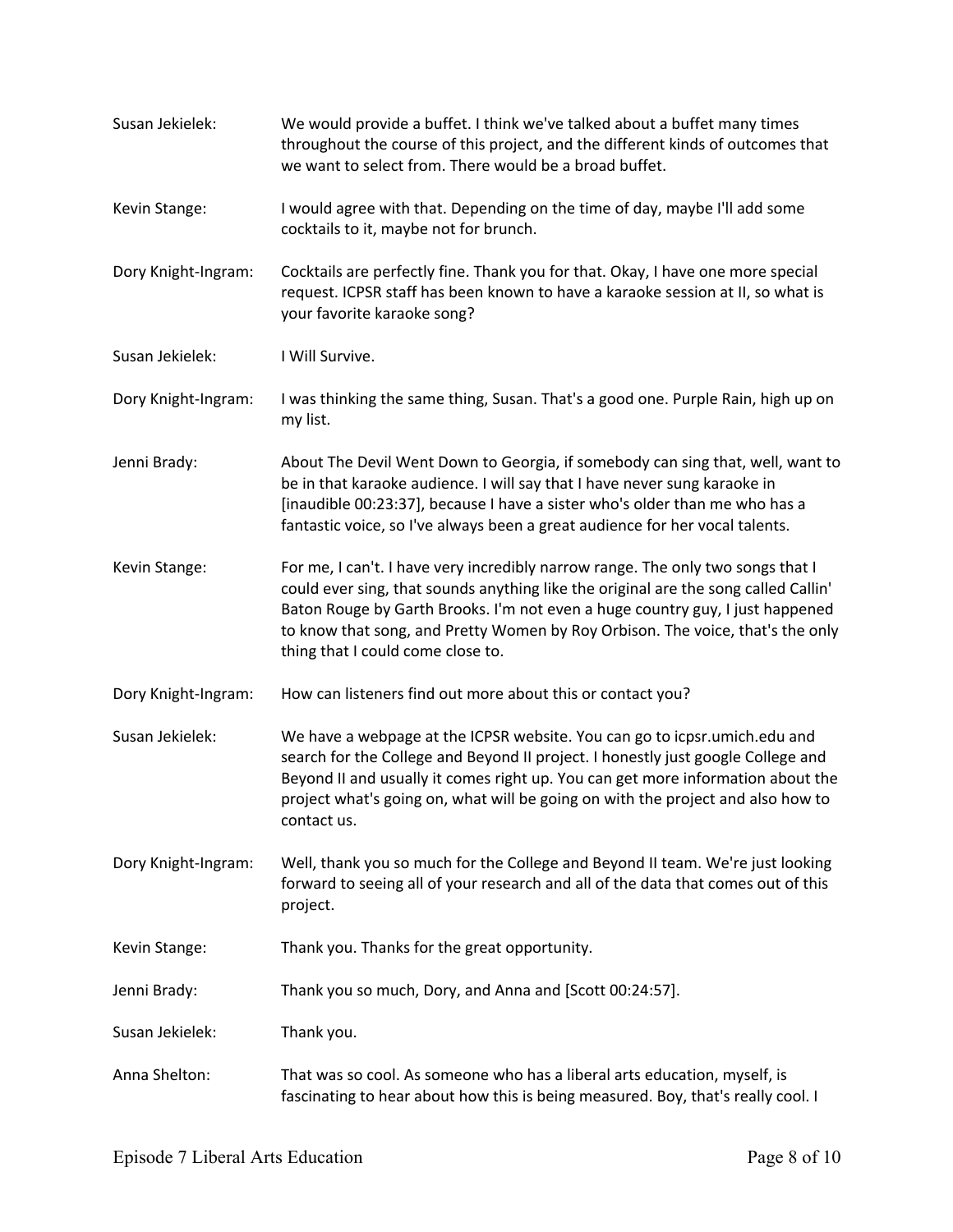**Susan Jekielek:** We would provide a buffet. I think we've talked about a buffet many times throughout the course of this project, and the different kinds of outcomes that we want to select from. There would be a broad buffet.

**Kevin Stange:** I would agree with that. Depending on the time of day, maybe I'll add some cocktails to it, maybe not for brunch.

**Dory Knight-Ingram:** Cocktails are perfectly fine. Thank you for that. Okay, I have one more special request. ICPSR staff has been known to have a karaoke session at II, so what is your favorite karaoke song?

**Susan Jekielek:** I Will Survive.

**Dory Knight-Ingram:** I was thinking the same thing, Susan. That's a good one. Purple Rain, high up on my list.

**Jenni Brady:** About The Devil Went Down to Georgia, if somebody can sing that, well, want to be in that karaoke audience. I will say that I have never sung karaoke in [inaudible 00:23:37], because I have a sister who's older than me who has a fantastic voice, so I've always been a great audience for her vocal talents.

**Kevin Stange:** For me, I can't. I have very incredibly narrow range. The only two songs that I could ever sing, that sounds anything like the original are the song called Callin' Baton Rouge by Garth Brooks. I'm not even a huge country guy, I just happened to know that song, and Pretty Women by Roy Orbison. The voice, that's the only thing that I could come close to.

**Dory Knight-Ingram:** How can listeners find out more about this or contact you?

**Susan Jekielek:** We have a webpage at the ICPSR website. You can go to icpsr.umich.edu and search for the College and Beyond II project. I honestly just google College and Beyond II and usually it comes right up. You can get more information about the project what's going on, what will be going on with the project and also how to contact us.

**Dory Knight-Ingram:** Well, thank you so much for the College and Beyond II team. We're just looking forward to seeing all of your research and all of the data that comes out of this project.

**Kevin Stange:** Thank you. Thanks for the great opportunity.

**Jenni Brady:** Thank you so much, Dory, and Anna and [Scott 00:24:57].

**Susan Jekielek:** Thank you.

**Anna Shelton:** That was so cool. As someone who has a liberal arts education, myself, is fascinating to hear about how this is being measured. Boy, that's really cool. I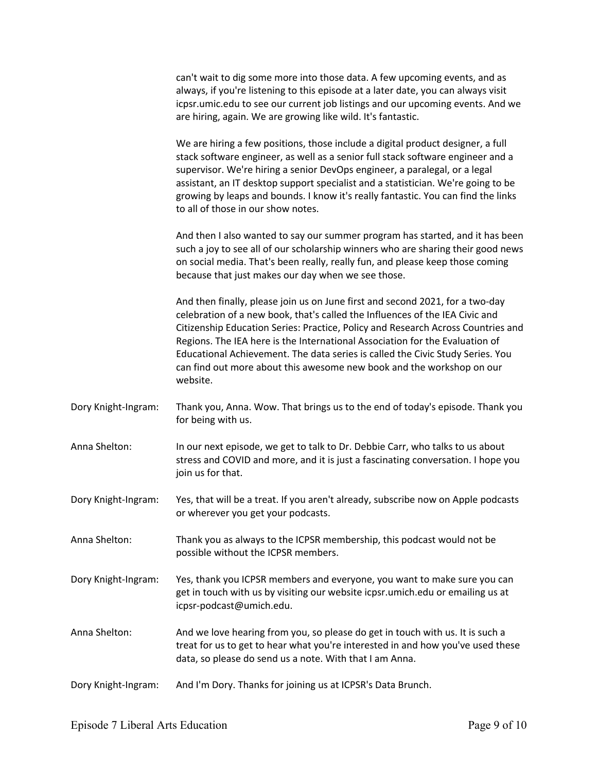can't wait to dig some more into those data. A few upcoming events, and as always, if you're listening to this episode at a later date, you can always visit icpsr.umic.edu to see our current job listings and our upcoming events. And we are hiring, again. We are growing like wild. It's fantastic.

We are hiring a few positions, those include a digital product designer, a full stack software engineer, as well as a senior full stack software engineer and a supervisor. We're hiring a senior DevOps engineer, a paralegal, or a legal assistant, an IT desktop support specialist and a statistician. We're going to be growing by leaps and bounds. I know it's really fantastic. You can find the links to all of those in our show notes.

And then I also wanted to say our summer program has started, and it has been such a joy to see all of our scholarship winners who are sharing their good news on social media. That's been really, really fun, and please keep those coming because that just makes our day when we see those.

And then finally, please join us on June first and second 2021, for a two-day celebration of a new book, that's called the Influences of the IEA Civic and Citizenship Education Series: Practice, Policy and Research Across Countries and Regions. The IEA here is the International Association for the Evaluation of Educational Achievement. The data series is called the Civic Study Series. You can find out more about this awesome new book and the workshop on our website.

Dory Knight-Ingram: Thank you, Anna. Wow. That brings us to the end of today's episode. Thank you for being with us.

Anna Shelton: In our next episode, we get to talk to Dr. Debbie Carr, who talks to us about stress and COVID and more, and it is just a fascinating conversation. I hope you join us for that.

Dory Knight-Ingram: Yes, that will be a treat. If you aren't already, subscribe now on Apple podcasts or wherever you get your podcasts.

Anna Shelton: Thank you as always to the ICPSR membership, this podcast would not be possible without the ICPSR members.

Dory Knight-Ingram: Yes, thank you ICPSR members and everyone, you want to make sure you can get in touch with us by visiting our website icpsr.umich.edu or emailing us at icpsr-podcast@umich.edu.

Anna Shelton: And we love hearing from you, so please do get in touch with us. It is such a treat for us to get to hear what you're interested in and how you've used these data, so please do send us a note. With that I am Anna.

Dory Knight-Ingram: And I'm Dory. Thanks for joining us at ICPSR's Data Brunch.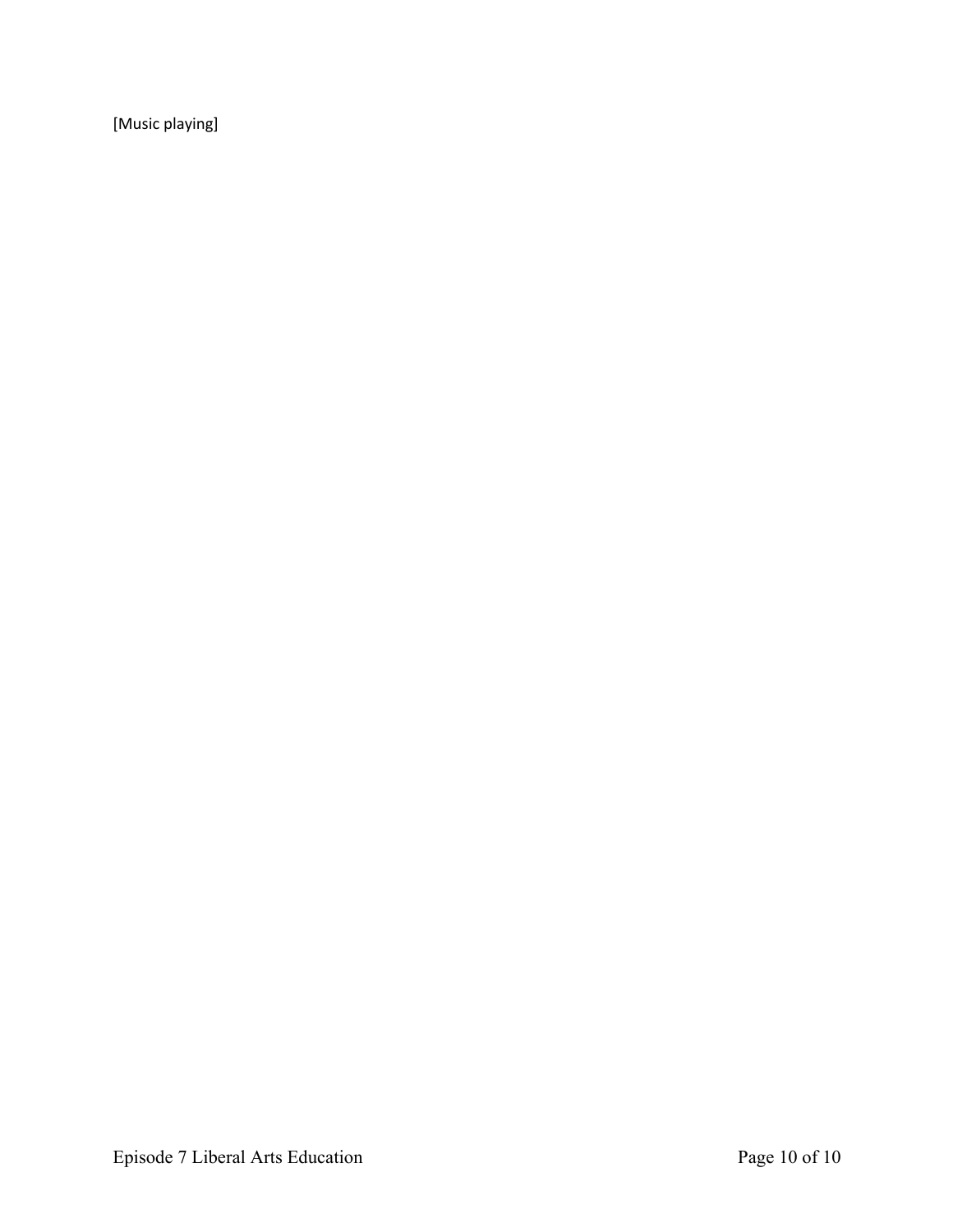[Music playing]